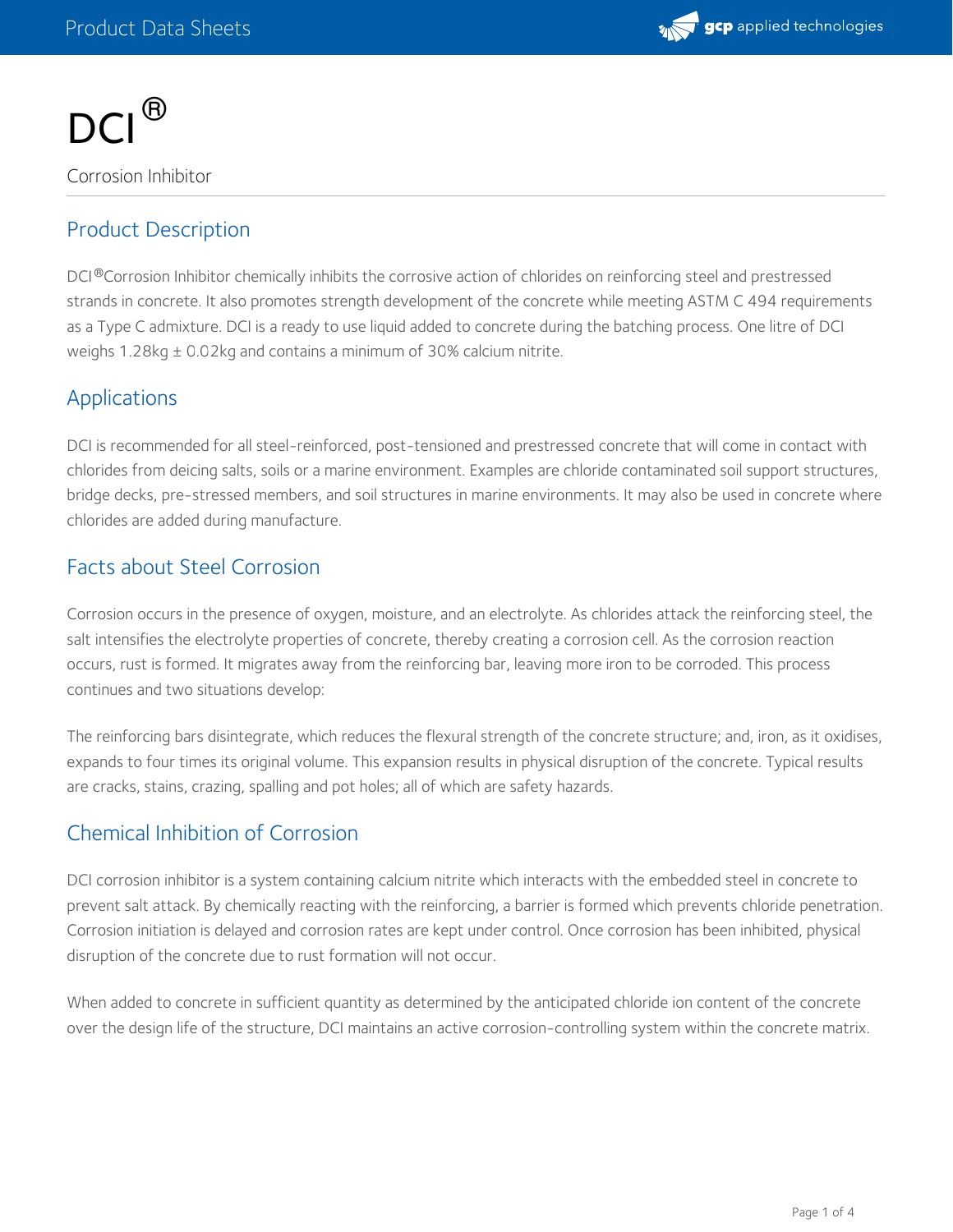# DCI®

Corrosion Inhibitor

## Product Description

DCI®Corrosion Inhibitor chemically inhibits the corrosive action of chlorides on reinforcing steel and prestressed strands in concrete. It also promotes strength development of the concrete while meeting ASTM C 494 requirements as a Type C admixture. DCI is a ready to use liquid added to concrete during the batching process. One litre of DCI weighs 1.28kg ± 0.02kg and contains a minimum of 30% calcium nitrite.

## Applications

DCI is recommended for all steel-reinforced, post-tensioned and prestressed concrete that will come in contact with chlorides from deicing salts, soils or a marine environment. Examples are chloride contaminated soil support structures, bridge decks, pre-stressed members, and soil structures in marine environments. It may also be used in concrete where chlorides are added during manufacture.

## Facts about Steel Corrosion

Corrosion occurs in the presence of oxygen, moisture, and an electrolyte. As chlorides attack the reinforcing steel, the salt intensifies the electrolyte properties of concrete, thereby creating a corrosion cell. As the corrosion reaction occurs, rust is formed. It migrates away from the reinforcing bar, leaving more iron to be corroded. This process continues and two situations develop:

The reinforcing bars disintegrate, which reduces the flexural strength of the concrete structure; and, iron, as it oxidises, expands to four times its original volume. This expansion results in physical disruption of the concrete. Typical results are cracks, stains, crazing, spalling and pot holes; all of which are safety hazards.

## Chemical Inhibition of Corrosion

DCI corrosion inhibitor is a system containing calcium nitrite which interacts with the embedded steel in concrete to prevent salt attack. By chemically reacting with the reinforcing, a barrier is formed which prevents chloride penetration. Corrosion initiation is delayed and corrosion rates are kept under control. Once corrosion has been inhibited, physical disruption of the concrete due to rust formation will not occur.

When added to concrete in sufficient quantity as determined by the anticipated chloride ion content of the concrete over the design life of the structure, DCI maintains an active corrosion-controlling system within the concrete matrix.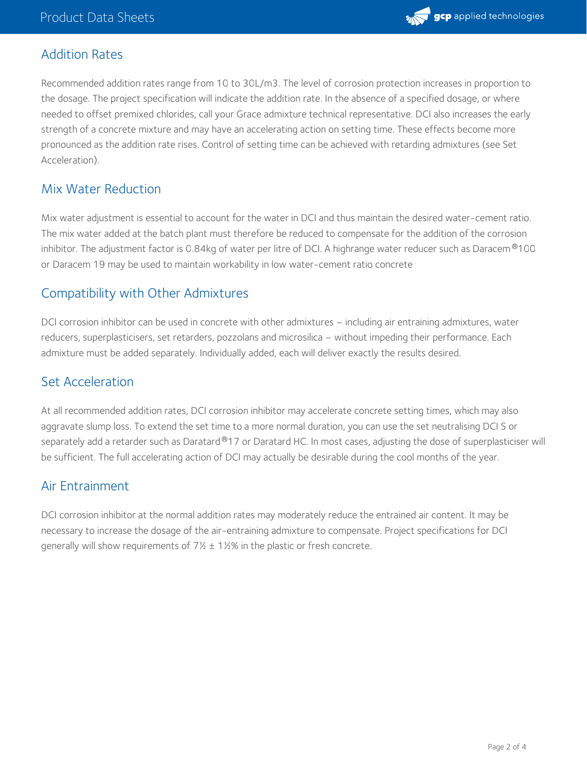## Addition Rates

Recommended addition rates range from 10 to 30L/m3. The level of corrosion protection increases in proportion to the dosage. The project specification will indicate the addition rate. In the absence of a specified dosage, or where needed to offset premixed chlorides, call your Grace admixture technical representative. DCI also increases the early strength of a concrete mixture and may have an accelerating action on setting time. These effects become more pronounced as the addition rate rises. Control of setting time can be achieved with retarding admixtures (see Set Acceleration).

## Mix Water Reduction

Mix water adjustment is essential to account for the water in DCI and thus maintain the desired water-cement ratio. The mix water added at the batch plant must therefore be reduced to compensate for the addition of the corrosion inhibitor. The adjustment factor is 0.84kg of water per litre of DCI. A highrange water reducer such as Daracem®100 or Daracem 19 may be used to maintain workability in low water-cement ratio concrete

## Compatibility with Other Admixtures

DCI corrosion inhibitor can be used in concrete with other admixtures – including air entraining admixtures, water reducers, superplasticisers, set retarders, pozzolans and microsilica – without impeding their performance. Each admixture must be added separately. Individually added, each will deliver exactly the results desired.

## Set Acceleration

At all recommended addition rates, DCI corrosion inhibitor may accelerate concrete setting times, which may also aggravate slump loss. To extend the set time to a more normal duration, you can use the set neutralising DCI S or separately add a retarder such as Daratard®17 or Daratard HC. In most cases, adjusting the dose of superplasticiser will be sufficient. The full accelerating action of DCI may actually be desirable during the cool months of the year.

## Air Entrainment

DCI corrosion inhibitor at the normal addition rates may moderately reduce the entrained air content. It may be necessary to increase the dosage of the air-entraining admixture to compensate. Project specifications for DCI generally will show requirements of 7½ ± 1½% in the plastic or fresh concrete.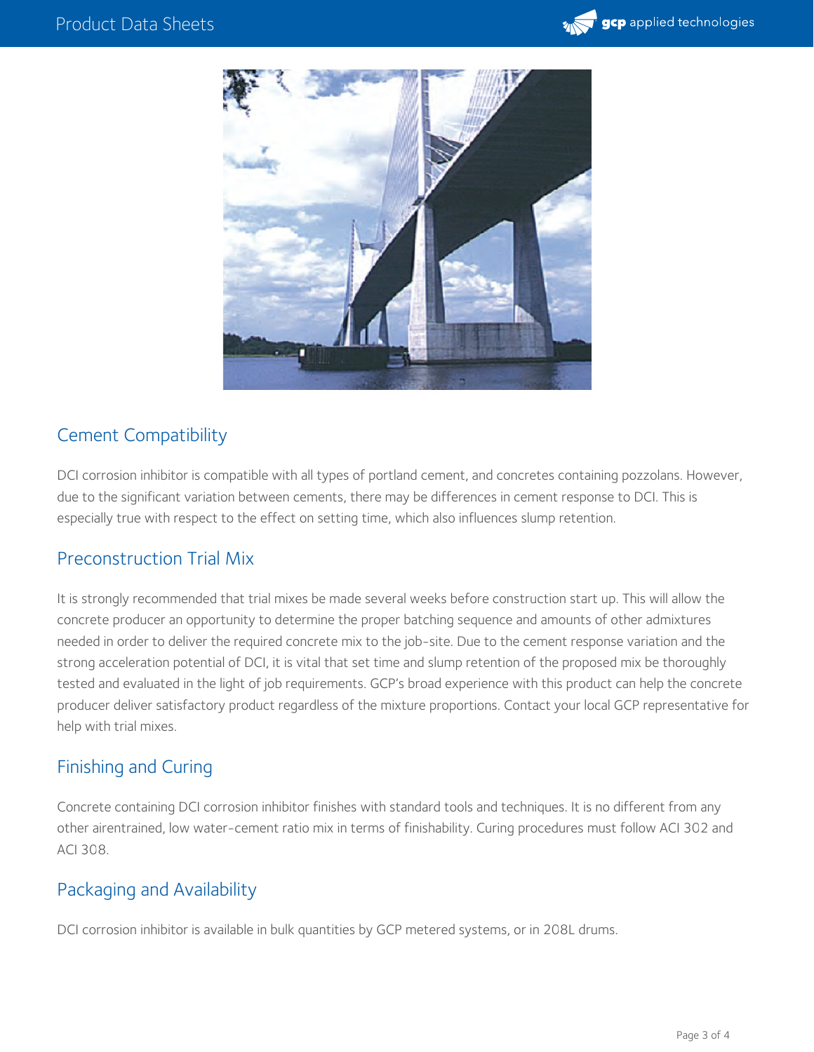## Cement Compatibility

DCI corrosion inhibitor is compatible with all types of portland cement, and concretes containing pozzolans. However, due to the significant variation between cements, there may be differences in cement response to DCI. This is especially true with respect to the effect on setting time, which also influences slump retention.

## Preconstruction Trial Mix

It is strongly recommended that trial mixes be made several weeks before construction start up. This will allow the concrete producer an opportunity to determine the proper batching sequence and amounts of other admixtures needed in order to deliver the required concrete mix to the job-site. Due to the cement response variation and the strong acceleration potential of DCI, it is vital that set time and slump retention of the proposed mix be thoroughly tested and evaluated in the light of job requirements. GCP's broad experience with this product can help the concrete producer deliver satisfactory product regardless of the mixture proportions. Contact your local GCP representative for help with trial mixes.

## Finishing and Curing

Concrete containing DCI corrosion inhibitor finishes with standard tools and techniques. It is no different from any other airentrained, low water-cement ratio mix in terms of finishability. Curing procedures must follow ACI 302 and ACI 308.

## Packaging and Availability

DCI corrosion inhibitor is available in bulk quantities by GCP metered systems, or in 208L drums.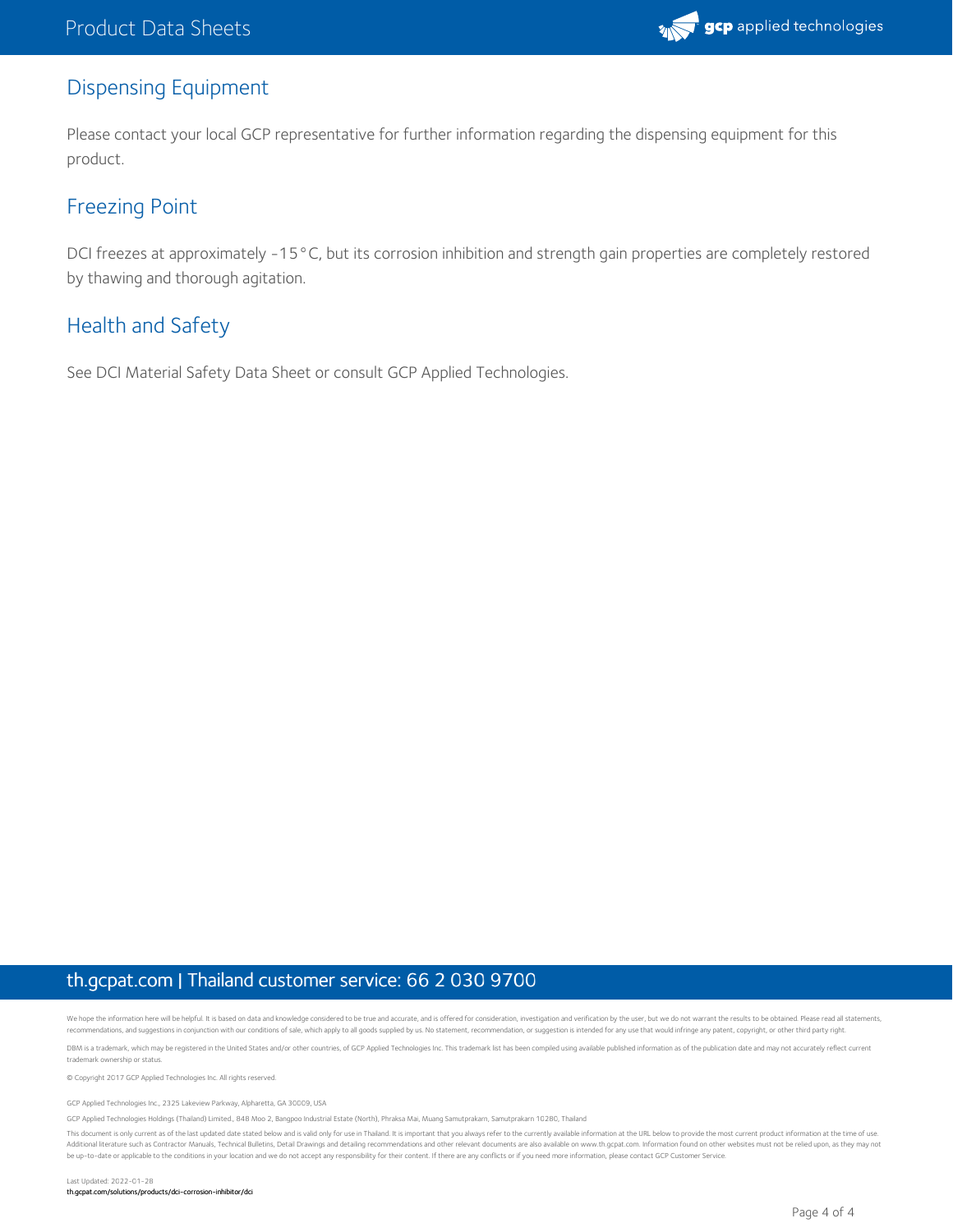## Dispensing Equipment

Please contact your local GCP representative for further information regarding the dispensing equipment for this product.

## Freezing Point

DCI freezes at approximately -15°C, but its corrosion inhibition and strength gain properties are completely restored by thawing and thorough agitation.

## Health and Safety

See DCI Material Safety Data Sheet or consult GCP Applied Technologies.

th.gcpat.com | Thailand customer service: 66 2 030 9700

We hope the information here will be helpful. It is based on data and knowledge considered to be true and accurate, and is offered for consideration, investigation and verification by the user, but we do not warrant the results to be obtained. Please read all statements, recommendations, and suggestions in conjunction with our conditions of sale, which apply to all goods supplied by us. No statement, recommendation, or suggestion is intended for any use that would infringe any patent, copyright, or other third party right.

DBM is a trademark, which may be registered in the United States and/or other countries, of GCP Applied Technologies Inc. This trademark list has been compiled using available published information as of the publication date and may not accurately reflect current trademark ownership or status.

© Copyright 2017 GCP Applied Technologies Inc. All rights reserved.

GCP Applied Technologies Inc., 2325 Lakeview Parkway, Alpharetta, GA 30009, USA

GCP Applied Technologies Holdings (Thailand) Limited., 848 Moo 2, Bangpoo Industrial Estate (North), Phraksa Mai, Muang Samutprakarn, Samutprakarn 10280, Thailand

This document is only current as of the last updated date stated below and is valid only for use in Thailand. It is important that you always refer to the currently available information at the URL below to provide the most current product information at the time of use. Additional literature such as Contractor Manuals, Technical Bulletins, Detail Drawings and detailing recommendations and other relevant documents are also available on www.th.gcpat.com. Information found on other websites must not be relied upon, as they may not be up-to-date or applicable to the conditions in your location and we do not accept any responsibility for their content. If there are any conflicts or if you need more information, please contact GCP Customer Service.

Last Updated: 2022-01-28
th.gcpat.com/solutions/products/dci-corrosion-inhibitor/dci